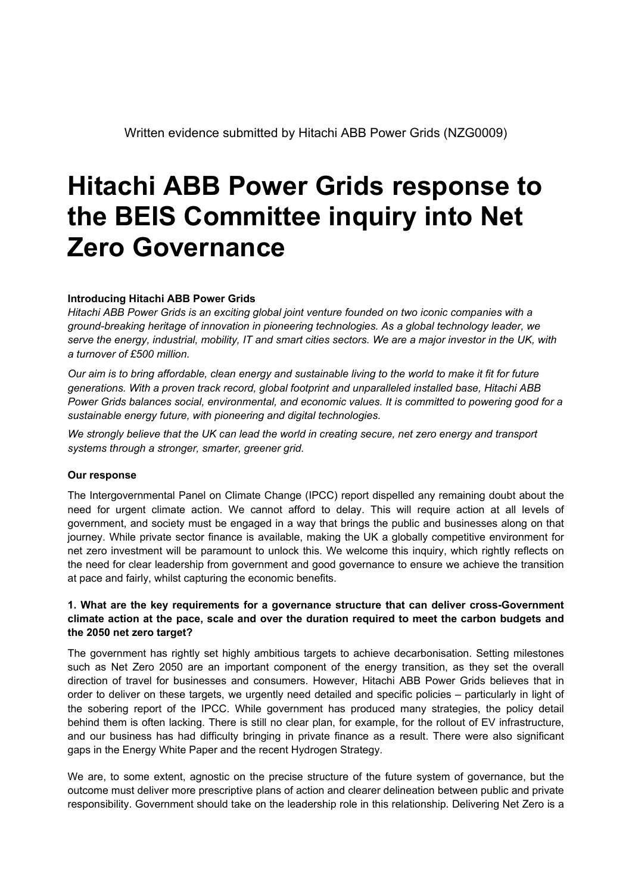Written evidence submitted by Hitachi ABB Power Grids (NZG0009)

# Hitachi ABB Power Grids response to the BEIS Committee inquiry into Net Zero Governance

**Introducing Hitachi ABB Power Grids**

*Hitachi ABB Power Grids is an exciting global joint venture founded on two iconic companies with a ground-breaking heritage of innovation in pioneering technologies. As a global technology leader, we serve the energy, industrial, mobility, IT and smart cities sectors. We are a major investor in the UK, with a turnover of £500 million.*

*Our aim is to bring affordable, clean energy and sustainable living to the world to make it fit for future generations. With a proven track record, global footprint and unparalleled installed base, Hitachi ABB Power Grids balances social, environmental, and economic values. It is committed to powering good for a sustainable energy future, with pioneering and digital technologies.*

*We strongly believe that the UK can lead the world in creating secure, net zero energy and transport systems through a stronger, smarter, greener grid.*

**Our response**

The Intergovernmental Panel on Climate Change (IPCC) report dispelled any remaining doubt about the need for urgent climate action. We cannot afford to delay. This will require action at all levels of government, and society must be engaged in a way that brings the public and businesses along on that journey. While private sector finance is available, making the UK a globally competitive environment for net zero investment will be paramount to unlock this. We welcome this inquiry, which rightly reflects on the need for clear leadership from government and good governance to ensure we achieve the transition at pace and fairly, whilst capturing the economic benefits.

**1. What are the key requirements for a governance structure that can deliver cross-Government climate action at the pace, scale and over the duration required to meet the carbon budgets and the 2050 net zero target?**

The government has rightly set highly ambitious targets to achieve decarbonisation. Setting milestones such as Net Zero 2050 are an important component of the energy transition, as they set the overall direction of travel for businesses and consumers. However, Hitachi ABB Power Grids believes that in order to deliver on these targets, we urgently need detailed and specific policies – particularly in light of the sobering report of the IPCC. While government has produced many strategies, the policy detail behind them is often lacking. There is still no clear plan, for example, for the rollout of EV infrastructure, and our business has had difficulty bringing in private finance as a result. There were also significant gaps in the Energy White Paper and the recent Hydrogen Strategy.

We are, to some extent, agnostic on the precise structure of the future system of governance, but the outcome must deliver more prescriptive plans of action and clearer delineation between public and private responsibility. Government should take on the leadership role in this relationship. Delivering Net Zero is a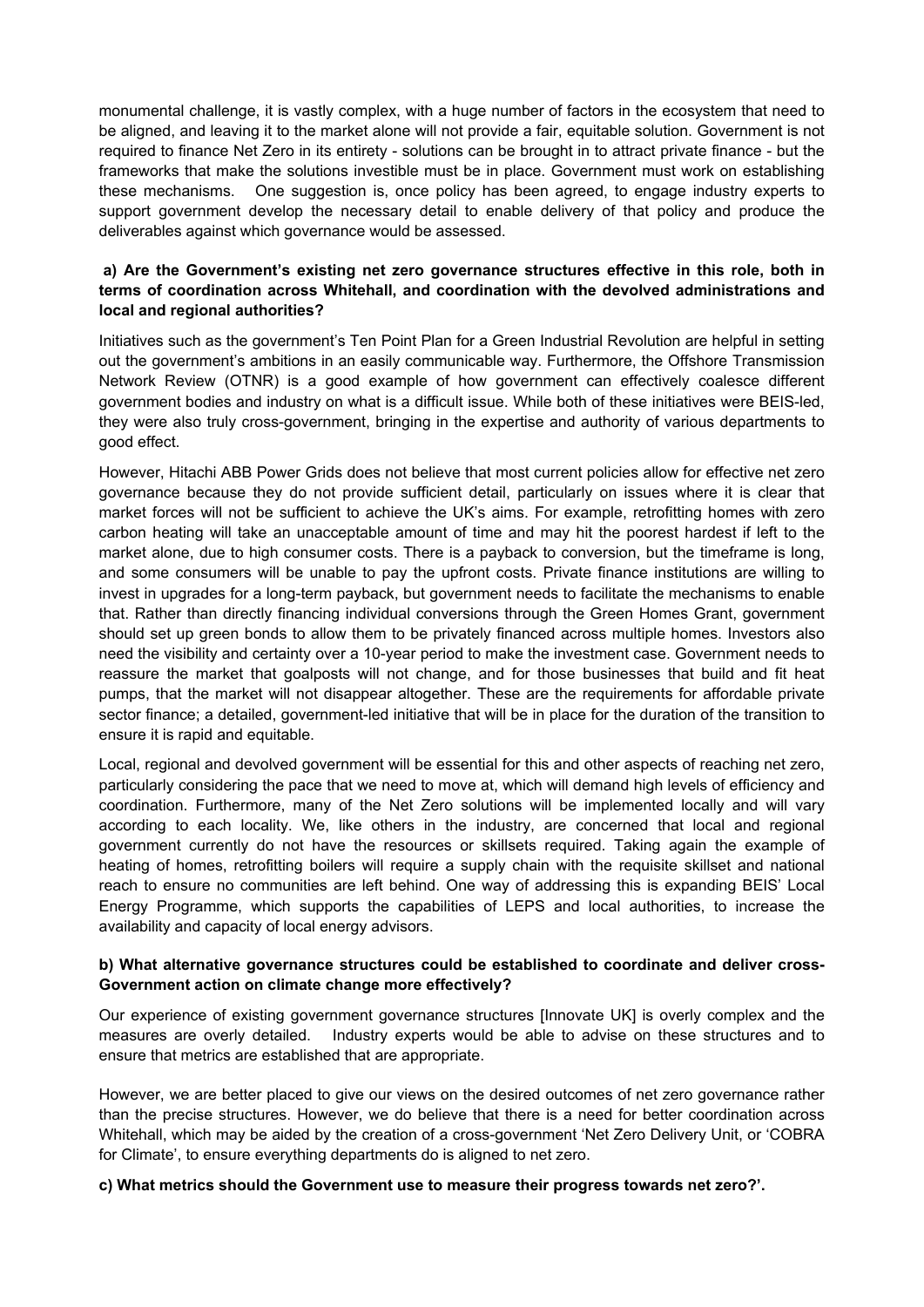monumental challenge, it is vastly complex, with a huge number of factors in the ecosystem that need to be aligned, and leaving it to the market alone will not provide a fair, equitable solution. Government is not required to finance Net Zero in its entirety - solutions can be brought in to attract private finance - but the frameworks that make the solutions investible must be in place. Government must work on establishing these mechanisms. One suggestion is, once policy has been agreed, to engage industry experts to support government develop the necessary detail to enable delivery of that policy and produce the deliverables against which governance would be assessed.

**a) Are the Government's existing net zero governance structures effective in this role, both in terms of coordination across Whitehall, and coordination with the devolved administrations and local and regional authorities?**

Initiatives such as the government's Ten Point Plan for a Green Industrial Revolution are helpful in setting out the government's ambitions in an easily communicable way. Furthermore, the Offshore Transmission Network Review (OTNR) is a good example of how government can effectively coalesce different government bodies and industry on what is a difficult issue. While both of these initiatives were BEIS-led, they were also truly cross-government, bringing in the expertise and authority of various departments to good effect.

However, Hitachi ABB Power Grids does not believe that most current policies allow for effective net zero governance because they do not provide sufficient detail, particularly on issues where it is clear that market forces will not be sufficient to achieve the UK's aims. For example, retrofitting homes with zero carbon heating will take an unacceptable amount of time and may hit the poorest hardest if left to the market alone, due to high consumer costs. There is a payback to conversion, but the timeframe is long, and some consumers will be unable to pay the upfront costs. Private finance institutions are willing to invest in upgrades for a long-term payback, but government needs to facilitate the mechanisms to enable that. Rather than directly financing individual conversions through the Green Homes Grant, government should set up green bonds to allow them to be privately financed across multiple homes. Investors also need the visibility and certainty over a 10-year period to make the investment case. Government needs to reassure the market that goalposts will not change, and for those businesses that build and fit heat pumps, that the market will not disappear altogether. These are the requirements for affordable private sector finance; a detailed, government-led initiative that will be in place for the duration of the transition to ensure it is rapid and equitable.

Local, regional and devolved government will be essential for this and other aspects of reaching net zero, particularly considering the pace that we need to move at, which will demand high levels of efficiency and coordination. Furthermore, many of the Net Zero solutions will be implemented locally and will vary according to each locality. We, like others in the industry, are concerned that local and regional government currently do not have the resources or skillsets required. Taking again the example of heating of homes, retrofitting boilers will require a supply chain with the requisite skillset and national reach to ensure no communities are left behind. One way of addressing this is expanding BEIS' Local Energy Programme, which supports the capabilities of LEPS and local authorities, to increase the availability and capacity of local energy advisors.

**b) What alternative governance structures could be established to coordinate and deliver cross-Government action on climate change more effectively?**

Our experience of existing government governance structures [Innovate UK] is overly complex and the measures are overly detailed. Industry experts would be able to advise on these structures and to ensure that metrics are established that are appropriate.

However, we are better placed to give our views on the desired outcomes of net zero governance rather than the precise structures. However, we do believe that there is a need for better coordination across Whitehall, which may be aided by the creation of a cross-government 'Net Zero Delivery Unit, or 'COBRA for Climate', to ensure everything departments do is aligned to net zero.

**c) What metrics should the Government use to measure their progress towards net zero?'.**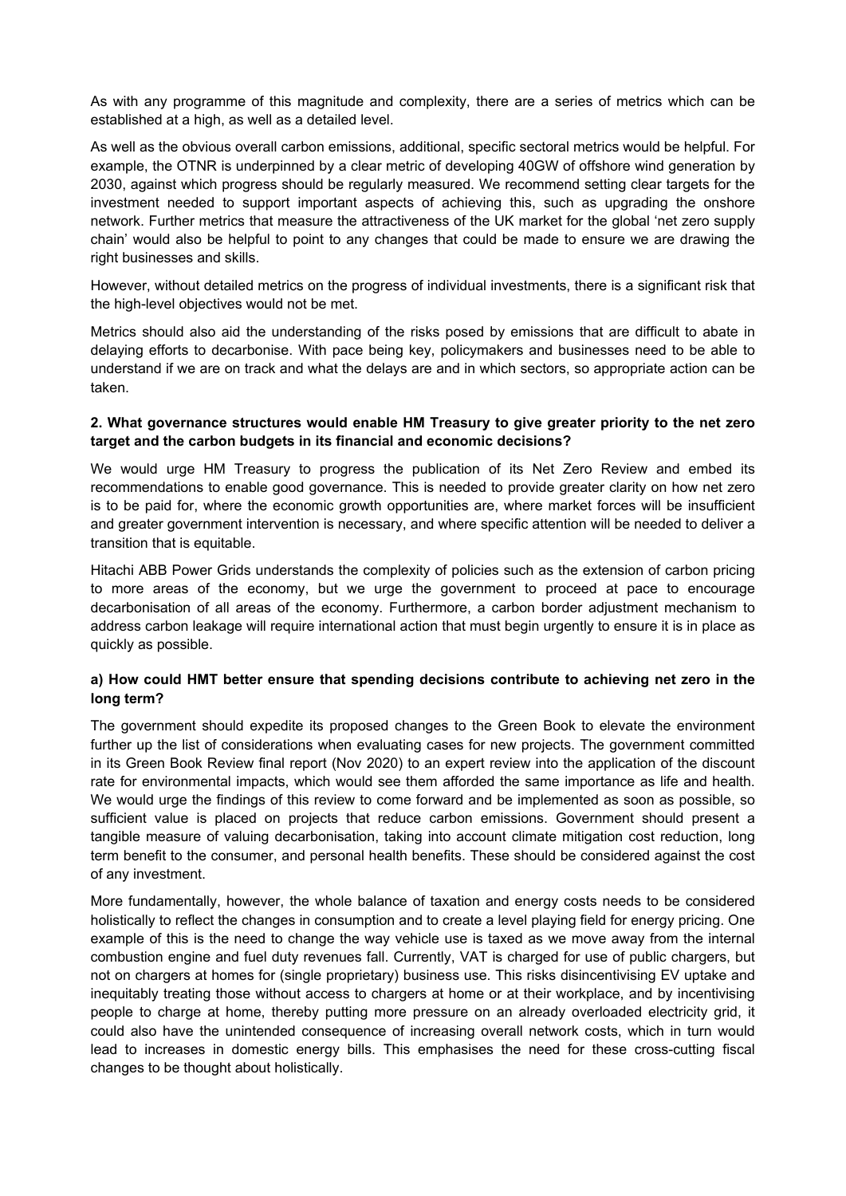As with any programme of this magnitude and complexity, there are a series of metrics which can be established at a high, as well as a detailed level.

As well as the obvious overall carbon emissions, additional, specific sectoral metrics would be helpful. For example, the OTNR is underpinned by a clear metric of developing 40GW of offshore wind generation by 2030, against which progress should be regularly measured. We recommend setting clear targets for the investment needed to support important aspects of achieving this, such as upgrading the onshore network. Further metrics that measure the attractiveness of the UK market for the global 'net zero supply chain' would also be helpful to point to any changes that could be made to ensure we are drawing the right businesses and skills.

However, without detailed metrics on the progress of individual investments, there is a significant risk that the high-level objectives would not be met.

Metrics should also aid the understanding of the risks posed by emissions that are difficult to abate in delaying efforts to decarbonise. With pace being key, policymakers and businesses need to be able to understand if we are on track and what the delays are and in which sectors, so appropriate action can be taken.

**2. What governance structures would enable HM Treasury to give greater priority to the net zero target and the carbon budgets in its financial and economic decisions?**

We would urge HM Treasury to progress the publication of its Net Zero Review and embed its recommendations to enable good governance. This is needed to provide greater clarity on how net zero is to be paid for, where the economic growth opportunities are, where market forces will be insufficient and greater government intervention is necessary, and where specific attention will be needed to deliver a transition that is equitable.

Hitachi ABB Power Grids understands the complexity of policies such as the extension of carbon pricing to more areas of the economy, but we urge the government to proceed at pace to encourage decarbonisation of all areas of the economy. Furthermore, a carbon border adjustment mechanism to address carbon leakage will require international action that must begin urgently to ensure it is in place as quickly as possible.

**a) How could HMT better ensure that spending decisions contribute to achieving net zero in the long term?**

The government should expedite its proposed changes to the Green Book to elevate the environment further up the list of considerations when evaluating cases for new projects. The government committed in its Green Book Review final report (Nov 2020) to an expert review into the application of the discount rate for environmental impacts, which would see them afforded the same importance as life and health. We would urge the findings of this review to come forward and be implemented as soon as possible, so sufficient value is placed on projects that reduce carbon emissions. Government should present a tangible measure of valuing decarbonisation, taking into account climate mitigation cost reduction, long term benefit to the consumer, and personal health benefits. These should be considered against the cost of any investment.

More fundamentally, however, the whole balance of taxation and energy costs needs to be considered holistically to reflect the changes in consumption and to create a level playing field for energy pricing. One example of this is the need to change the way vehicle use is taxed as we move away from the internal combustion engine and fuel duty revenues fall. Currently, VAT is charged for use of public chargers, but not on chargers at homes for (single proprietary) business use. This risks disincentivising EV uptake and inequitably treating those without access to chargers at home or at their workplace, and by incentivising people to charge at home, thereby putting more pressure on an already overloaded electricity grid, it could also have the unintended consequence of increasing overall network costs, which in turn would lead to increases in domestic energy bills. This emphasises the need for these cross-cutting fiscal changes to be thought about holistically.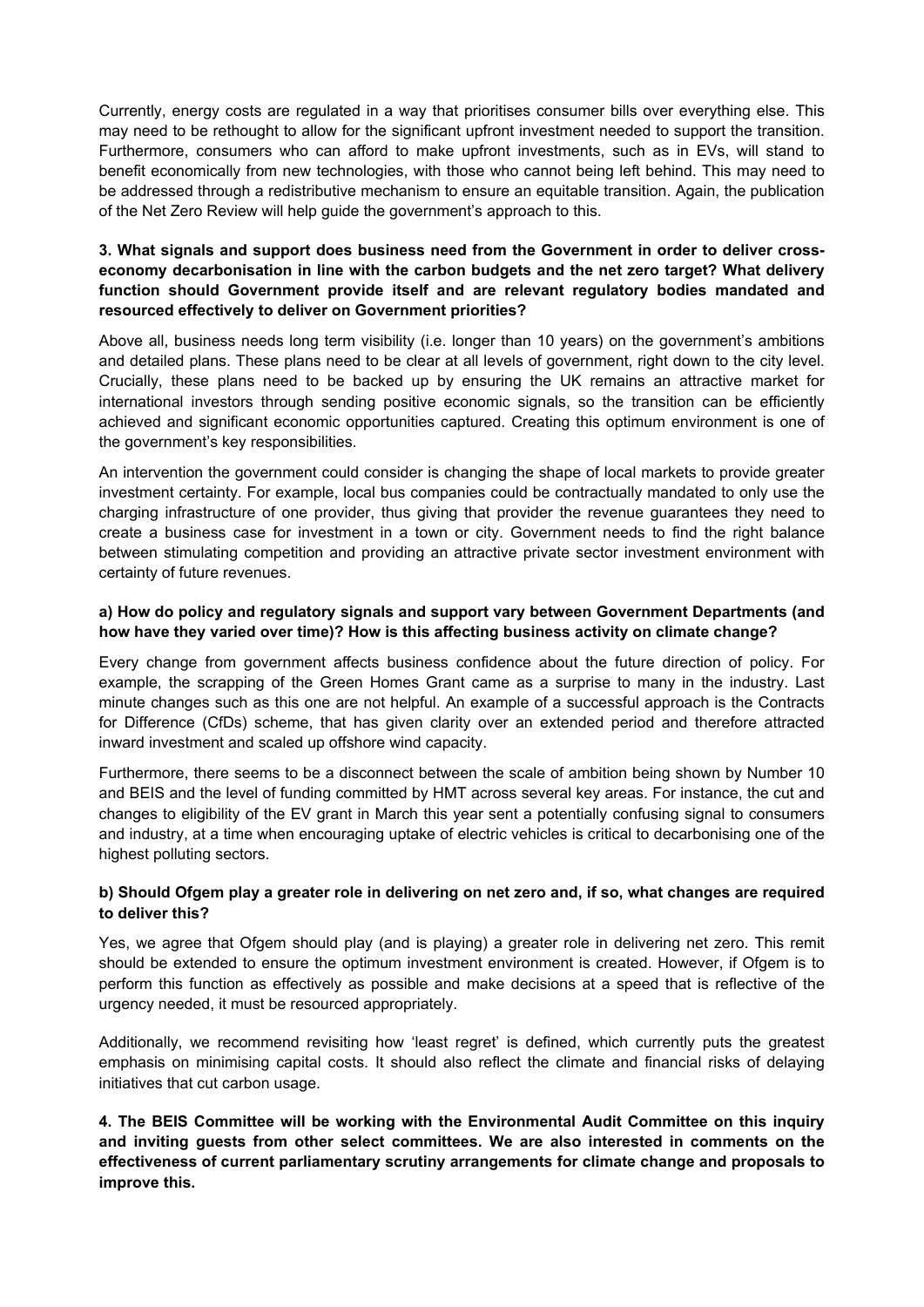Currently, energy costs are regulated in a way that prioritises consumer bills over everything else. This may need to be rethought to allow for the significant upfront investment needed to support the transition. Furthermore, consumers who can afford to make upfront investments, such as in EVs, will stand to benefit economically from new technologies, with those who cannot being left behind. This may need to be addressed through a redistributive mechanism to ensure an equitable transition. Again, the publication of the Net Zero Review will help guide the government's approach to this.

**3. What signals and support does business need from the Government in order to deliver cross-economy decarbonisation in line with the carbon budgets and the net zero target? What delivery function should Government provide itself and are relevant regulatory bodies mandated and resourced effectively to deliver on Government priorities?**

Above all, business needs long term visibility (i.e. longer than 10 years) on the government's ambitions and detailed plans. These plans need to be clear at all levels of government, right down to the city level. Crucially, these plans need to be backed up by ensuring the UK remains an attractive market for international investors through sending positive economic signals, so the transition can be efficiently achieved and significant economic opportunities captured. Creating this optimum environment is one of the government's key responsibilities.

An intervention the government could consider is changing the shape of local markets to provide greater investment certainty. For example, local bus companies could be contractually mandated to only use the charging infrastructure of one provider, thus giving that provider the revenue guarantees they need to create a business case for investment in a town or city. Government needs to find the right balance between stimulating competition and providing an attractive private sector investment environment with certainty of future revenues.

**a) How do policy and regulatory signals and support vary between Government Departments (and how have they varied over time)? How is this affecting business activity on climate change?**

Every change from government affects business confidence about the future direction of policy. For example, the scrapping of the Green Homes Grant came as a surprise to many in the industry. Last minute changes such as this one are not helpful. An example of a successful approach is the Contracts for Difference (CfDs) scheme, that has given clarity over an extended period and therefore attracted inward investment and scaled up offshore wind capacity.

Furthermore, there seems to be a disconnect between the scale of ambition being shown by Number 10 and BEIS and the level of funding committed by HMT across several key areas. For instance, the cut and changes to eligibility of the EV grant in March this year sent a potentially confusing signal to consumers and industry, at a time when encouraging uptake of electric vehicles is critical to decarbonising one of the highest polluting sectors.

**b) Should Ofgem play a greater role in delivering on net zero and, if so, what changes are required to deliver this?**

Yes, we agree that Ofgem should play (and is playing) a greater role in delivering net zero. This remit should be extended to ensure the optimum investment environment is created. However, if Ofgem is to perform this function as effectively as possible and make decisions at a speed that is reflective of the urgency needed, it must be resourced appropriately.

Additionally, we recommend revisiting how 'least regret' is defined, which currently puts the greatest emphasis on minimising capital costs. It should also reflect the climate and financial risks of delaying initiatives that cut carbon usage.

**4. The BEIS Committee will be working with the Environmental Audit Committee on this inquiry and inviting guests from other select committees. We are also interested in comments on the effectiveness of current parliamentary scrutiny arrangements for climate change and proposals to improve this.**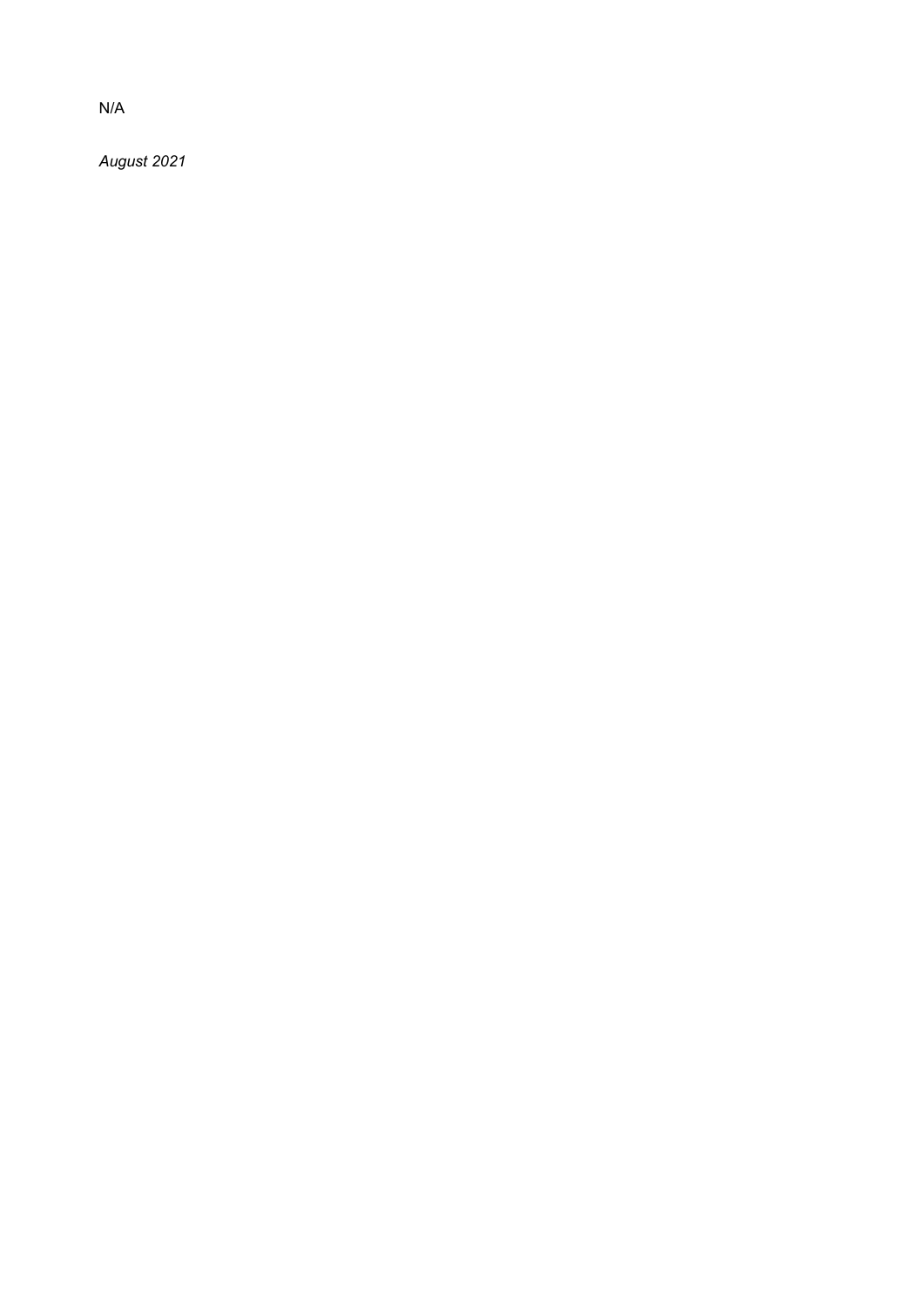N/A

*August 2021*